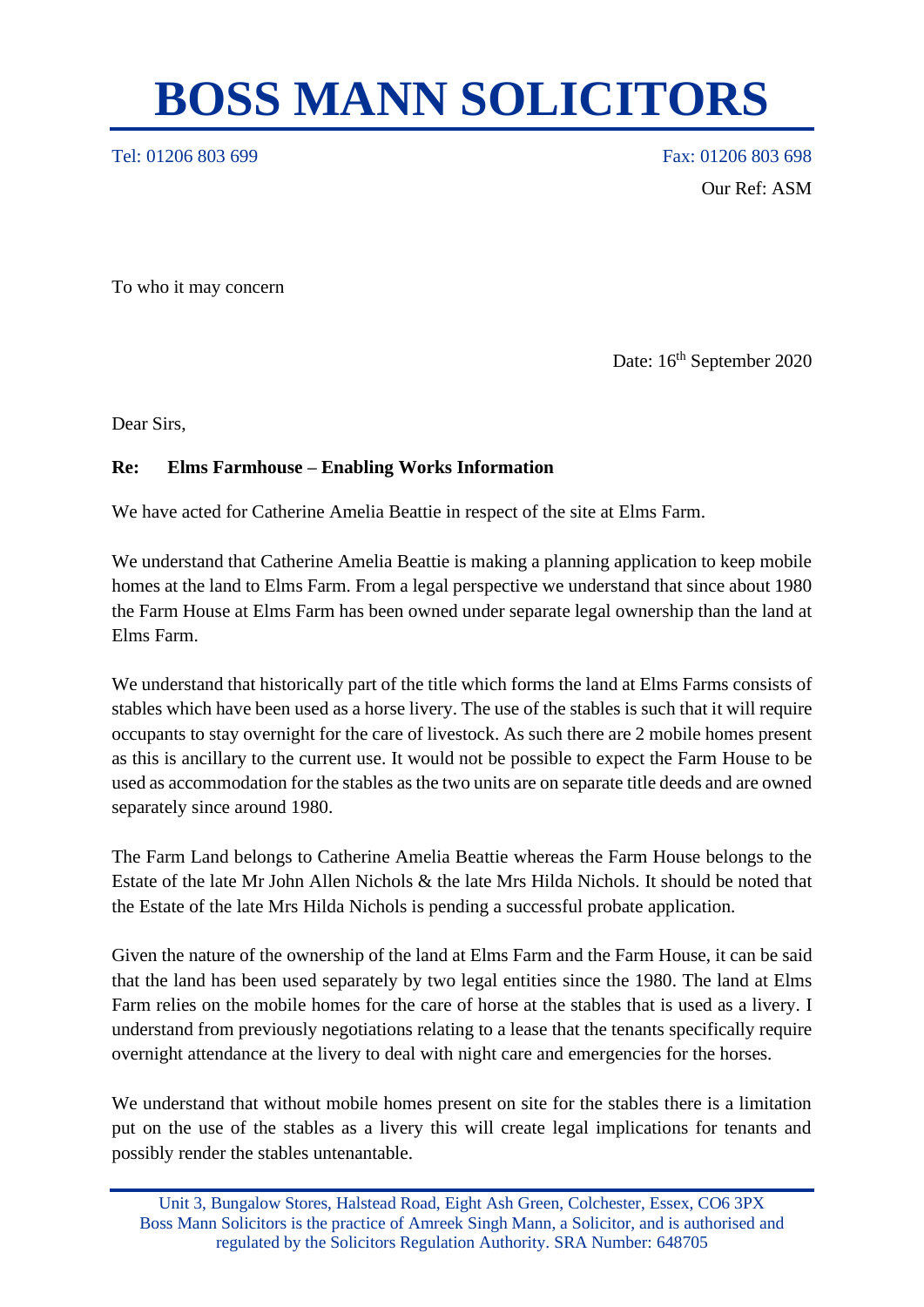# BOSS MANN SOLICITORS

Tel: 01206 803 699 Fax: 01206 803 698

Our Ref: ASM

To who it may concern

Date: 16th September 2020

Dear Sirs,

**Re: Elms Farmhouse – Enabling Works Information**

We have acted for Catherine Amelia Beattie in respect of the site at Elms Farm.

We understand that Catherine Amelia Beattie is making a planning application to keep mobile homes at the land to Elms Farm. From a legal perspective we understand that since about 1980 the Farm House at Elms Farm has been owned under separate legal ownership than the land at Elms Farm.

We understand that historically part of the title which forms the land at Elms Farms consists of stables which have been used as a horse livery. The use of the stables is such that it will require occupants to stay overnight for the care of livestock. As such there are 2 mobile homes present as this is ancillary to the current use. It would not be possible to expect the Farm House to be used as accommodation for the stables as the two units are on separate title deeds and are owned separately since around 1980.

The Farm Land belongs to Catherine Amelia Beattie whereas the Farm House belongs to the Estate of the late Mr John Allen Nichols & the late Mrs Hilda Nichols. It should be noted that the Estate of the late Mrs Hilda Nichols is pending a successful probate application.

Given the nature of the ownership of the land at Elms Farm and the Farm House, it can be said that the land has been used separately by two legal entities since the 1980. The land at Elms Farm relies on the mobile homes for the care of horse at the stables that is used as a livery. I understand from previously negotiations relating to a lease that the tenants specifically require overnight attendance at the livery to deal with night care and emergencies for the horses.

We understand that without mobile homes present on site for the stables there is a limitation put on the use of the stables as a livery this will create legal implications for tenants and possibly render the stables untenantable.

Unit 3, Bungalow Stores, Halstead Road, Eight Ash Green, Colchester, Essex, CO6 3PX
Boss Mann Solicitors is the practice of Amreek Singh Mann, a Solicitor, and is authorised and regulated by the Solicitors Regulation Authority. SRA Number: 648705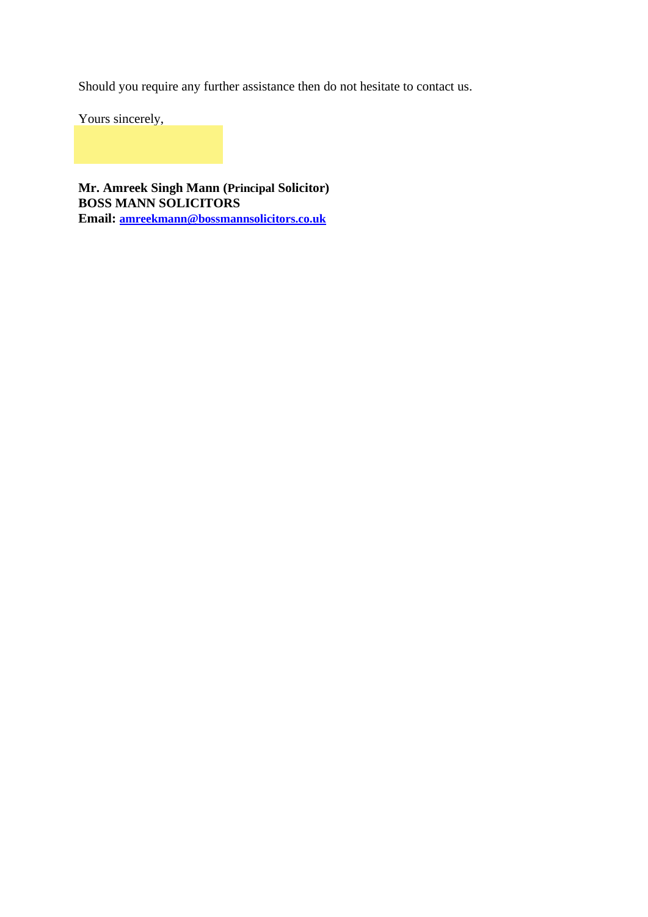Should you require any further assistance then do not hesitate to contact us.

Yours sincerely,

**Mr. Amreek Singh Mann (Principal Solicitor)**
**BOSS MANN SOLICITORS**
**Email: amreekmann@bossmannsolicitors.co.uk**